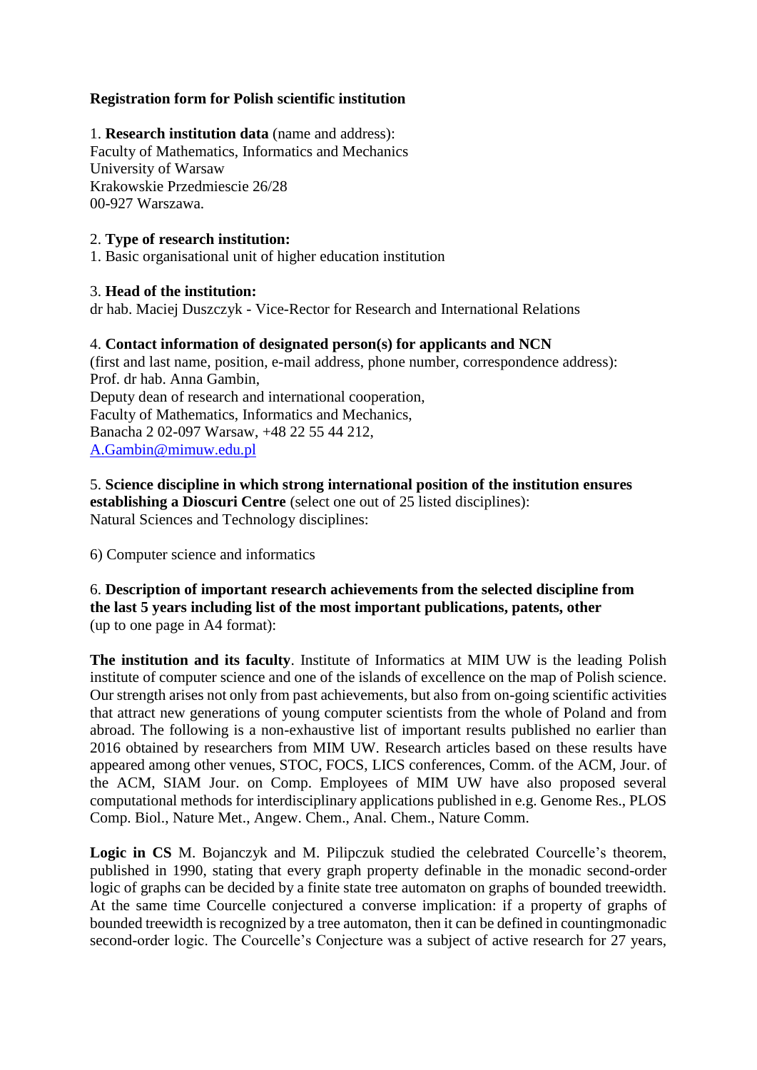**Registration form for Polish scientific institution**

1. **Research institution data** (name and address):
Faculty of Mathematics, Informatics and Mechanics
University of Warsaw
Krakowskie Przedmiescie 26/28
00-927 Warszawa.

2. **Type of research institution:**
1. Basic organisational unit of higher education institution

3. **Head of the institution:**
dr hab. Maciej Duszczyk - Vice-Rector for Research and International Relations

4. **Contact information of designated person(s) for applicants and NCN**
(first and last name, position, e-mail address, phone number, correspondence address):
Prof. dr hab. Anna Gambin,
Deputy dean of research and international cooperation,
Faculty of Mathematics, Informatics and Mechanics,
Banacha 2 02-097 Warsaw, +48 22 55 44 212,
A.Gambin@mimuw.edu.pl

5. **Science discipline in which strong international position of the institution ensures establishing a Dioscuri Centre** (select one out of 25 listed disciplines):
Natural Sciences and Technology disciplines:

6) Computer science and informatics

6. **Description of important research achievements from the selected discipline from the last 5 years including list of the most important publications, patents, other** (up to one page in A4 format):

**The institution and its faculty**. Institute of Informatics at MIM UW is the leading Polish institute of computer science and one of the islands of excellence on the map of Polish science. Our strength arises not only from past achievements, but also from on-going scientific activities that attract new generations of young computer scientists from the whole of Poland and from abroad. The following is a non-exhaustive list of important results published no earlier than 2016 obtained by researchers from MIM UW. Research articles based on these results have appeared among other venues, STOC, FOCS, LICS conferences, Comm. of the ACM, Jour. of the ACM, SIAM Jour. on Comp. Employees of MIM UW have also proposed several computational methods for interdisciplinary applications published in e.g. Genome Res., PLOS Comp. Biol., Nature Met., Angew. Chem., Anal. Chem., Nature Comm.

**Logic in CS** M. Bojanczyk and M. Pilipczuk studied the celebrated Courcelle's theorem, published in 1990, stating that every graph property definable in the monadic second-order logic of graphs can be decided by a finite state tree automaton on graphs of bounded treewidth. At the same time Courcelle conjectured a converse implication: if a property of graphs of bounded treewidth is recognized by a tree automaton, then it can be defined in countingmonadic second-order logic. The Courcelle's Conjecture was a subject of active research for 27 years,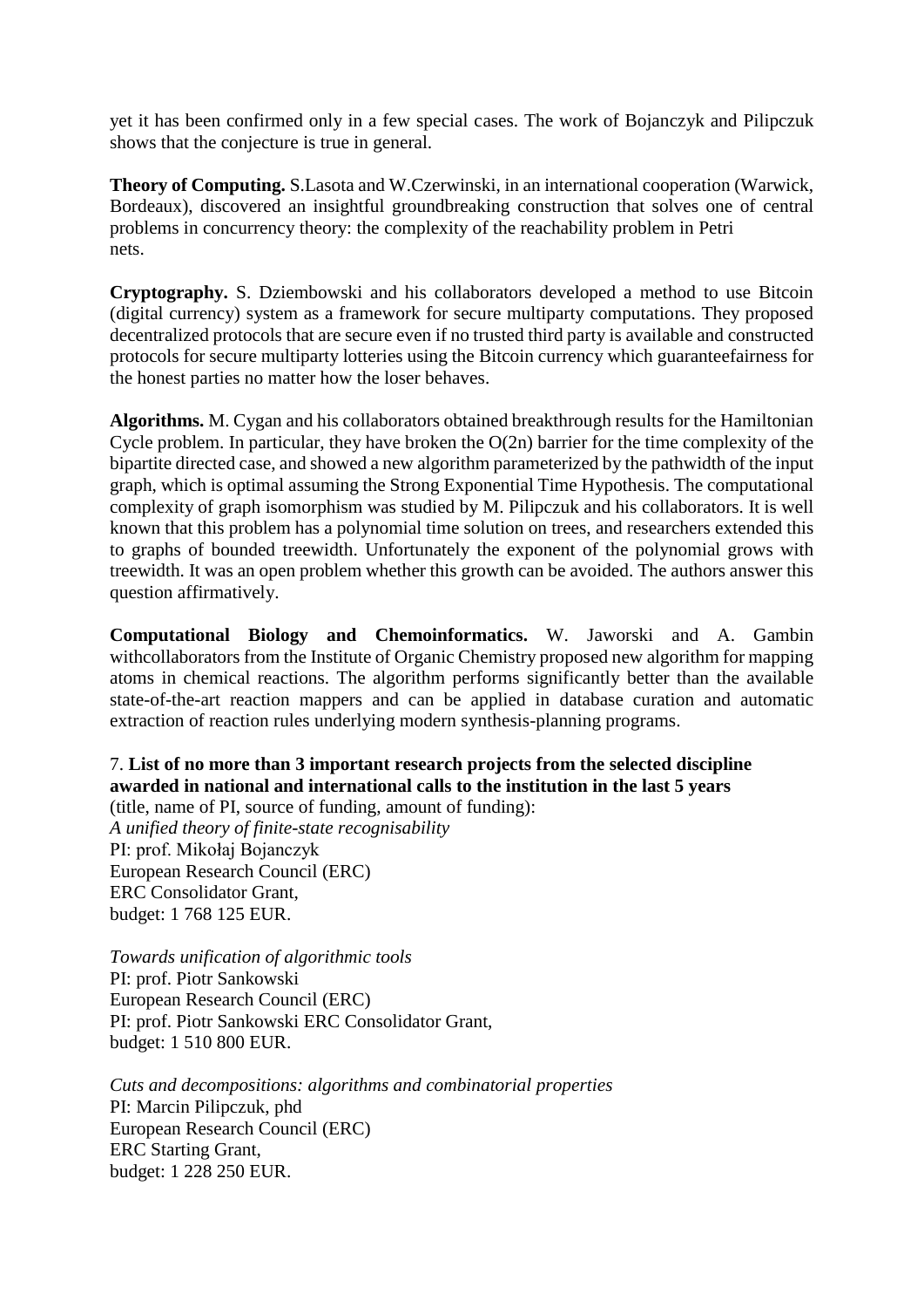yet it has been confirmed only in a few special cases. The work of Bojanczyk and Pilipczuk shows that the conjecture is true in general.

**Theory of Computing.** S.Lasota and W.Czerwinski, in an international cooperation (Warwick, Bordeaux), discovered an insightful groundbreaking construction that solves one of central problems in concurrency theory: the complexity of the reachability problem in Petri nets.

**Cryptography.** S. Dziembowski and his collaborators developed a method to use Bitcoin (digital currency) system as a framework for secure multiparty computations. They proposed decentralized protocols that are secure even if no trusted third party is available and constructed protocols for secure multiparty lotteries using the Bitcoin currency which guaranteefairness for the honest parties no matter how the loser behaves.

**Algorithms.** M. Cygan and his collaborators obtained breakthrough results for the Hamiltonian Cycle problem. In particular, they have broken the O(2n) barrier for the time complexity of the bipartite directed case, and showed a new algorithm parameterized by the pathwidth of the input graph, which is optimal assuming the Strong Exponential Time Hypothesis. The computational complexity of graph isomorphism was studied by M. Pilipczuk and his collaborators. It is well known that this problem has a polynomial time solution on trees, and researchers extended this to graphs of bounded treewidth. Unfortunately the exponent of the polynomial grows with treewidth. It was an open problem whether this growth can be avoided. The authors answer this question affirmatively.

**Computational Biology and Chemoinformatics.** W. Jaworski and A. Gambin withcollaborators from the Institute of Organic Chemistry proposed new algorithm for mapping atoms in chemical reactions. The algorithm performs significantly better than the available state-of-the-art reaction mappers and can be applied in database curation and automatic extraction of reaction rules underlying modern synthesis-planning programs.

7. **List of no more than 3 important research projects from the selected discipline awarded in national and international calls to the institution in the last 5 years**
(title, name of PI, source of funding, amount of funding):

*A unified theory of finite-state recognisability*
PI: prof. Mikołaj Bojanczyk
European Research Council (ERC)
ERC Consolidator Grant,
budget: 1 768 125 EUR.

*Towards unification of algorithmic tools*
PI: prof. Piotr Sankowski
European Research Council (ERC)
PI: prof. Piotr Sankowski ERC Consolidator Grant,
budget: 1 510 800 EUR.

*Cuts and decompositions: algorithms and combinatorial properties*
PI: Marcin Pilipczuk, phd
European Research Council (ERC)
ERC Starting Grant,
budget: 1 228 250 EUR.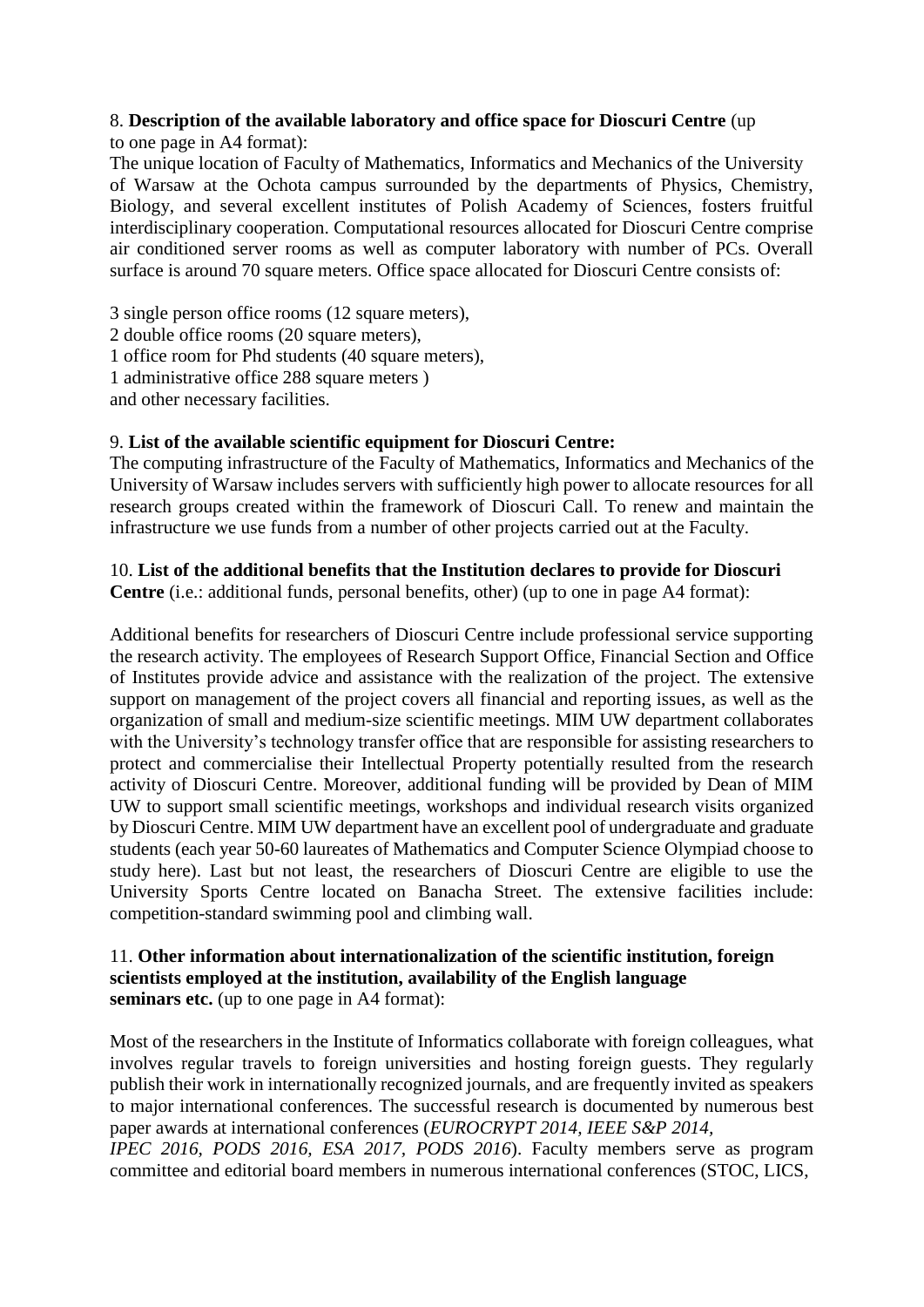8. **Description of the available laboratory and office space for Dioscuri Centre** (up to one page in A4 format):

The unique location of Faculty of Mathematics, Informatics and Mechanics of the University of Warsaw at the Ochota campus surrounded by the departments of Physics, Chemistry, Biology, and several excellent institutes of Polish Academy of Sciences, fosters fruitful interdisciplinary cooperation. Computational resources allocated for Dioscuri Centre comprise air conditioned server rooms as well as computer laboratory with number of PCs. Overall surface is around 70 square meters. Office space allocated for Dioscuri Centre consists of:

3 single person office rooms (12 square meters),
2 double office rooms (20 square meters),
1 office room for Phd students (40 square meters),
1 administrative office 288 square meters )
and other necessary facilities.

9. **List of the available scientific equipment for Dioscuri Centre:**

The computing infrastructure of the Faculty of Mathematics, Informatics and Mechanics of the University of Warsaw includes servers with sufficiently high power to allocate resources for all research groups created within the framework of Dioscuri Call. To renew and maintain the infrastructure we use funds from a number of other projects carried out at the Faculty.

10. **List of the additional benefits that the Institution declares to provide for Dioscuri Centre** (i.e.: additional funds, personal benefits, other) (up to one in page A4 format):

Additional benefits for researchers of Dioscuri Centre include professional service supporting the research activity. The employees of Research Support Office, Financial Section and Office of Institutes provide advice and assistance with the realization of the project. The extensive support on management of the project covers all financial and reporting issues, as well as the organization of small and medium-size scientific meetings. MIM UW department collaborates with the University's technology transfer office that are responsible for assisting researchers to protect and commercialise their Intellectual Property potentially resulted from the research activity of Dioscuri Centre. Moreover, additional funding will be provided by Dean of MIM UW to support small scientific meetings, workshops and individual research visits organized by Dioscuri Centre. MIM UW department have an excellent pool of undergraduate and graduate students (each year 50-60 laureates of Mathematics and Computer Science Olympiad choose to study here). Last but not least, the researchers of Dioscuri Centre are eligible to use the University Sports Centre located on Banacha Street. The extensive facilities include: competition-standard swimming pool and climbing wall.

11. **Other information about internationalization of the scientific institution, foreign scientists employed at the institution, availability of the English language seminars etc.** (up to one page in A4 format):

Most of the researchers in the Institute of Informatics collaborate with foreign colleagues, what involves regular travels to foreign universities and hosting foreign guests. They regularly publish their work in internationally recognized journals, and are frequently invited as speakers to major international conferences. The successful research is documented by numerous best paper awards at international conferences (*EUROCRYPT 2014, IEEE S&P 2014, IPEC 2016, PODS 2016, ESA 2017, PODS 2016*). Faculty members serve as program committee and editorial board members in numerous international conferences (STOC, LICS,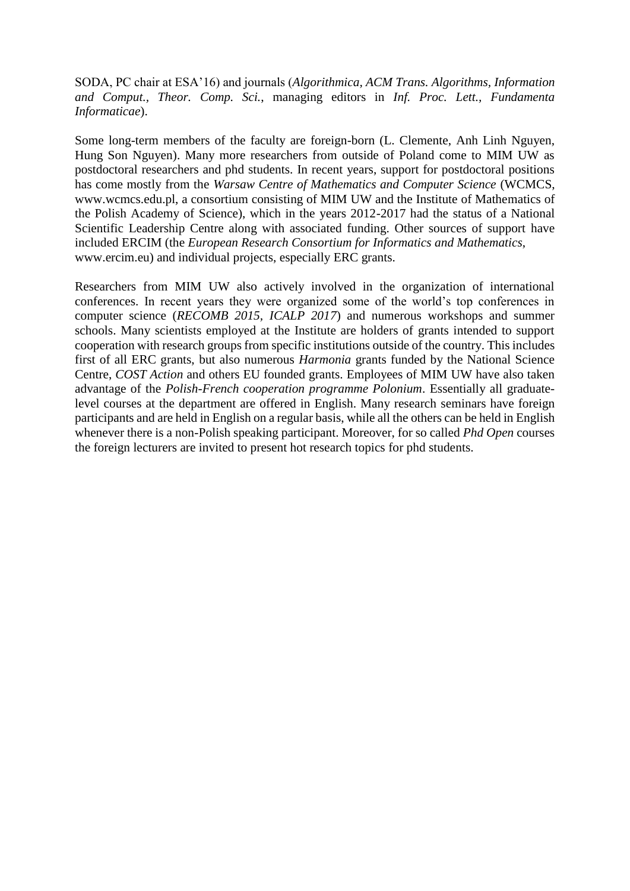SODA, PC chair at ESA'16) and journals (*Algorithmica, ACM Trans. Algorithms, Information and Comput., Theor. Comp. Sci.*, managing editors in *Inf. Proc. Lett., Fundamenta Informaticae*).

Some long-term members of the faculty are foreign-born (L. Clemente, Anh Linh Nguyen, Hung Son Nguyen). Many more researchers from outside of Poland come to MIM UW as postdoctoral researchers and phd students. In recent years, support for postdoctoral positions has come mostly from the *Warsaw Centre of Mathematics and Computer Science* (WCMCS, www.wcmcs.edu.pl, a consortium consisting of MIM UW and the Institute of Mathematics of the Polish Academy of Science), which in the years 2012-2017 had the status of a National Scientific Leadership Centre along with associated funding. Other sources of support have included ERCIM (the *European Research Consortium for Informatics and Mathematics*, www.ercim.eu) and individual projects, especially ERC grants.

Researchers from MIM UW also actively involved in the organization of international conferences. In recent years they were organized some of the world's top conferences in computer science (*RECOMB 2015, ICALP 2017*) and numerous workshops and summer schools. Many scientists employed at the Institute are holders of grants intended to support cooperation with research groups from specific institutions outside of the country. This includes first of all ERC grants, but also numerous *Harmonia* grants funded by the National Science Centre, *COST Action* and others EU founded grants. Employees of MIM UW have also taken advantage of the *Polish-French cooperation programme Polonium*. Essentially all graduate-level courses at the department are offered in English. Many research seminars have foreign participants and are held in English on a regular basis, while all the others can be held in English whenever there is a non-Polish speaking participant. Moreover, for so called *Phd Open* courses the foreign lecturers are invited to present hot research topics for phd students.